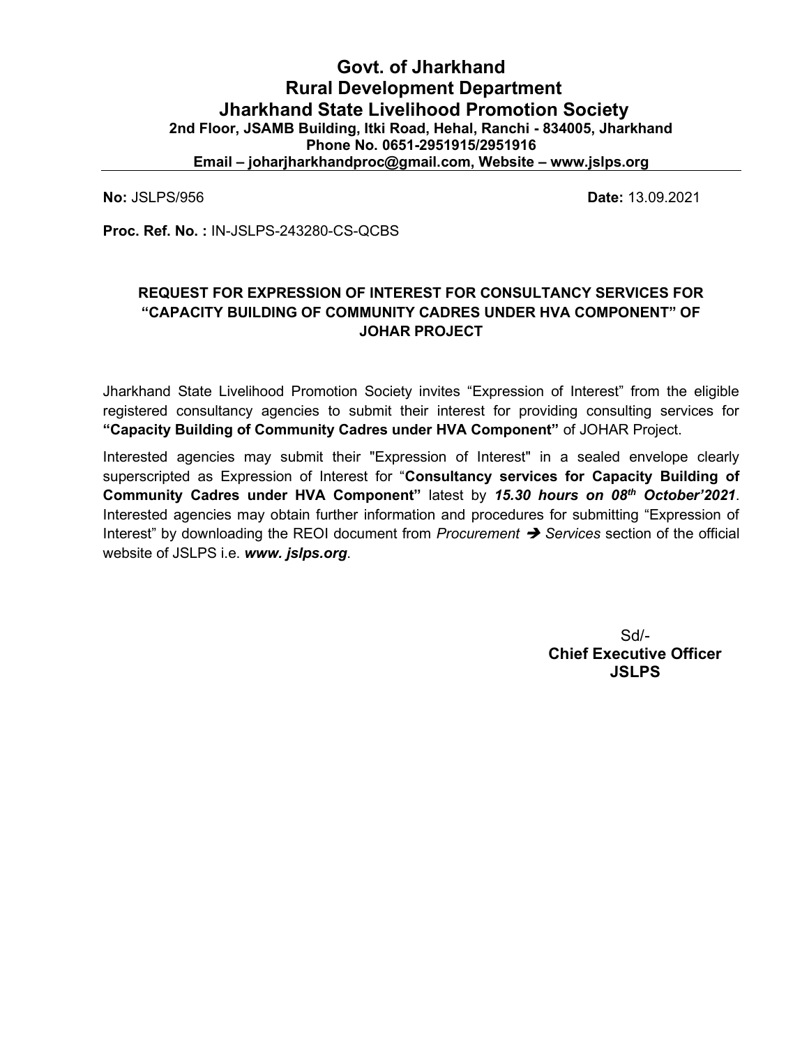# Govt. of Jharkhand
# Rural Development Department
# Jharkhand State Livelihood Promotion Society

**2nd Floor, JSAMB Building, Itki Road, Hehal, Ranchi - 834005, Jharkhand**
**Phone No. 0651-2951915/2951916**
**Email – joharjharkhandproc@gmail.com, Website – www.jslps.org**

---

**No:** JSLPS/956 **Date:** 13.09.2021

**Proc. Ref. No. :** IN-JSLPS-243280-CS-QCBS

**REQUEST FOR EXPRESSION OF INTEREST FOR CONSULTANCY SERVICES FOR "CAPACITY BUILDING OF COMMUNITY CADRES UNDER HVA COMPONENT" OF JOHAR PROJECT**

Jharkhand State Livelihood Promotion Society invites "Expression of Interest" from the eligible registered consultancy agencies to submit their interest for providing consulting services for **"Capacity Building of Community Cadres under HVA Component"** of JOHAR Project.

Interested agencies may submit their "Expression of Interest" in a sealed envelope clearly superscripted as Expression of Interest for "**Consultancy services for Capacity Building of Community Cadres under HVA Component"** latest by ***15.30 hours on 08th October'2021***. Interested agencies may obtain further information and procedures for submitting "Expression of Interest" by downloading the REOI document from *Procurement ➔ Services* section of the official website of JSLPS i.e. ***www. jslps.org***.

Sd/-
**Chief Executive Officer**
**JSLPS**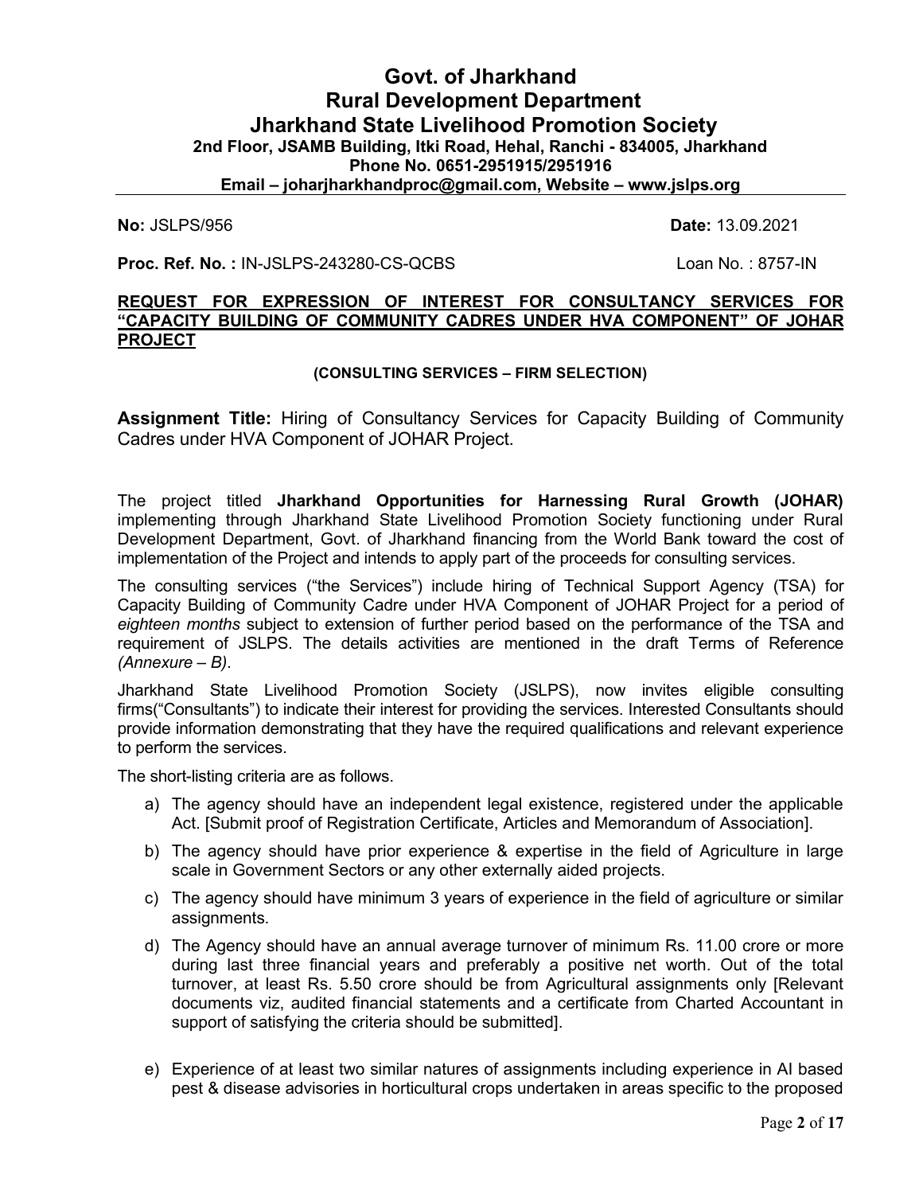# Govt. of Jharkhand
# Rural Development Department
# Jharkhand State Livelihood Promotion Society

**2nd Floor, JSAMB Building, Itki Road, Hehal, Ranchi - 834005, Jharkhand**
**Phone No. 0651-2951915/2951916**
**Email – joharjharkhandproc@gmail.com, Website – www.jslps.org**

**No:** JSLPS/956 **Date:** 13.09.2021

**Proc. Ref. No. :** IN-JSLPS-243280-CS-QCBS Loan No. : 8757-IN

**REQUEST FOR EXPRESSION OF INTEREST FOR CONSULTANCY SERVICES FOR "CAPACITY BUILDING OF COMMUNITY CADRES UNDER HVA COMPONENT" OF JOHAR PROJECT**

**(CONSULTING SERVICES – FIRM SELECTION)**

**Assignment Title:** Hiring of Consultancy Services for Capacity Building of Community Cadres under HVA Component of JOHAR Project.

The project titled **Jharkhand Opportunities for Harnessing Rural Growth (JOHAR)** implementing through Jharkhand State Livelihood Promotion Society functioning under Rural Development Department, Govt. of Jharkhand financing from the World Bank toward the cost of implementation of the Project and intends to apply part of the proceeds for consulting services.

The consulting services ("the Services") include hiring of Technical Support Agency (TSA) for Capacity Building of Community Cadre under HVA Component of JOHAR Project for a period of *eighteen months* subject to extension of further period based on the performance of the TSA and requirement of JSLPS. The details activities are mentioned in the draft Terms of Reference *(Annexure – B)*.

Jharkhand State Livelihood Promotion Society (JSLPS), now invites eligible consulting firms("Consultants") to indicate their interest for providing the services. Interested Consultants should provide information demonstrating that they have the required qualifications and relevant experience to perform the services.

The short-listing criteria are as follows.

a) The agency should have an independent legal existence, registered under the applicable Act. [Submit proof of Registration Certificate, Articles and Memorandum of Association].

b) The agency should have prior experience & expertise in the field of Agriculture in large scale in Government Sectors or any other externally aided projects.

c) The agency should have minimum 3 years of experience in the field of agriculture or similar assignments.

d) The Agency should have an annual average turnover of minimum Rs. 11.00 crore or more during last three financial years and preferably a positive net worth. Out of the total turnover, at least Rs. 5.50 crore should be from Agricultural assignments only [Relevant documents viz, audited financial statements and a certificate from Charted Accountant in support of satisfying the criteria should be submitted].

e) Experience of at least two similar natures of assignments including experience in AI based pest & disease advisories in horticultural crops undertaken in areas specific to the proposed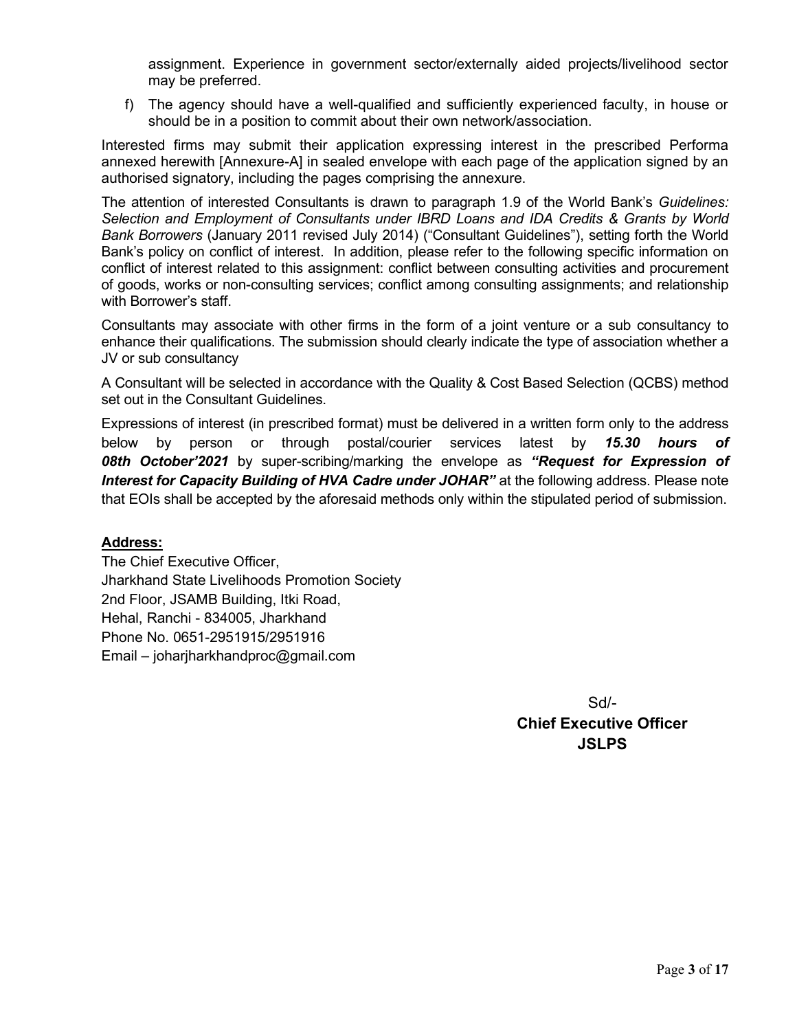assignment. Experience in government sector/externally aided projects/livelihood sector may be preferred.

f) The agency should have a well-qualified and sufficiently experienced faculty, in house or should be in a position to commit about their own network/association.

Interested firms may submit their application expressing interest in the prescribed Performa annexed herewith [Annexure-A] in sealed envelope with each page of the application signed by an authorised signatory, including the pages comprising the annexure.

The attention of interested Consultants is drawn to paragraph 1.9 of the World Bank's *Guidelines: Selection and Employment of Consultants under IBRD Loans and IDA Credits & Grants by World Bank Borrowers* (January 2011 revised July 2014) ("Consultant Guidelines"), setting forth the World Bank's policy on conflict of interest. In addition, please refer to the following specific information on conflict of interest related to this assignment: conflict between consulting activities and procurement of goods, works or non-consulting services; conflict among consulting assignments; and relationship with Borrower's staff.

Consultants may associate with other firms in the form of a joint venture or a sub consultancy to enhance their qualifications. The submission should clearly indicate the type of association whether a JV or sub consultancy

A Consultant will be selected in accordance with the Quality & Cost Based Selection (QCBS) method set out in the Consultant Guidelines.

Expressions of interest (in prescribed format) must be delivered in a written form only to the address below by person or through postal/courier services latest by ***15.30 hours of 08th October'2021*** by super-scribing/marking the envelope as ***"Request for Expression of Interest for Capacity Building of HVA Cadre under JOHAR"*** at the following address. Please note that EOIs shall be accepted by the aforesaid methods only within the stipulated period of submission.

**Address:**

The Chief Executive Officer,
Jharkhand State Livelihoods Promotion Society
2nd Floor, JSAMB Building, Itki Road,
Hehal, Ranchi - 834005, Jharkhand
Phone No. 0651-2951915/2951916
Email – joharjharkhandproc@gmail.com

Sd/-
**Chief Executive Officer**
**JSLPS**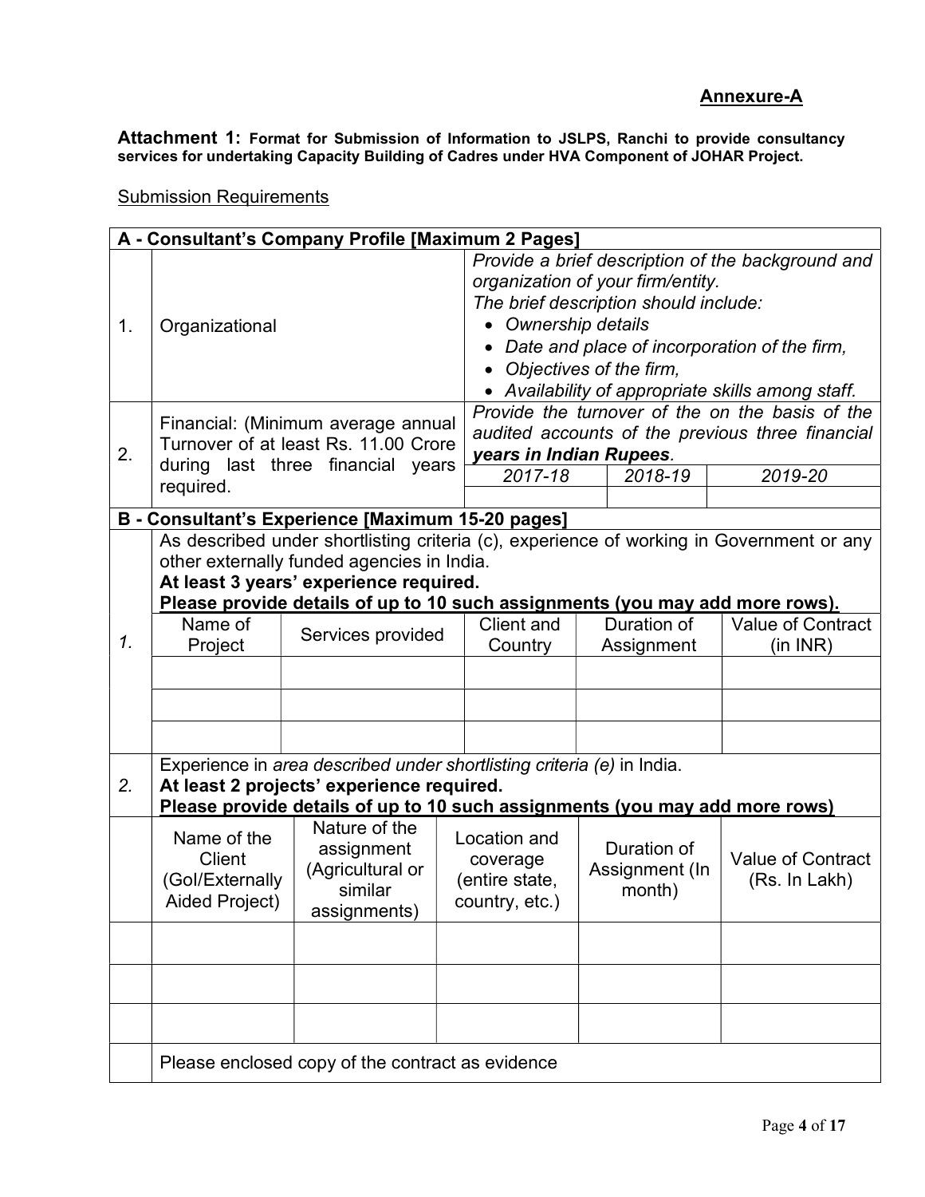**Annexure-A**

**Attachment 1: Format for Submission of Information to JSLPS, Ranchi to provide consultancy services for undertaking Capacity Building of Cadres under HVA Component of JOHAR Project.**

<u>Submission Requirements</u>

| **A - Consultant's Company Profile [Maximum 2 Pages]** | | | | |
|---|---|---|---|---|
| 1. | Organizational | *Provide a brief description of the background and organization of your firm/entity.*<br>*The brief description should include:*<br>• *Ownership details*<br>• *Date and place of incorporation of the firm,*<br>• *Objectives of the firm,*<br>• *Availability of appropriate skills among staff.* | | |
| 2. | Financial: (Minimum average annual Turnover of at least Rs. 11.00 Crore during last three financial years required. | *Provide the turnover of the on the basis of the audited accounts of the previous three financial **years in Indian Rupees**.* | | |
| | | *2017-18* | *2018-19* | *2019-20* |
| | | | | |

**B - Consultant's Experience [Maximum 15-20 pages]**

*1.* As described under shortlisting criteria (c), experience of working in Government or any other externally funded agencies in India.
**At least 3 years' experience required.**
**<u>Please provide details of up to 10 such assignments (you may add more rows).</u>**

| Name of Project | Services provided | Client and Country | Duration of Assignment | Value of Contract (in INR) |
|---|---|---|---|---|
| | | | | |
| | | | | |
| | | | | |

*2.* Experience in *area described under shortlisting criteria (e)* in India.
**At least 2 projects' experience required.**
**<u>Please provide details of up to 10 such assignments (you may add more rows)</u>**

| Name of the Client (GoI/Externally Aided Project) | Nature of the assignment (Agricultural or similar assignments) | Location and coverage (entire state, country, etc.) | Duration of Assignment (In month) | Value of Contract (Rs. In Lakh) |
|---|---|---|---|---|
| | | | | |
| | | | | |
| | | | | |

Please enclosed copy of the contract as evidence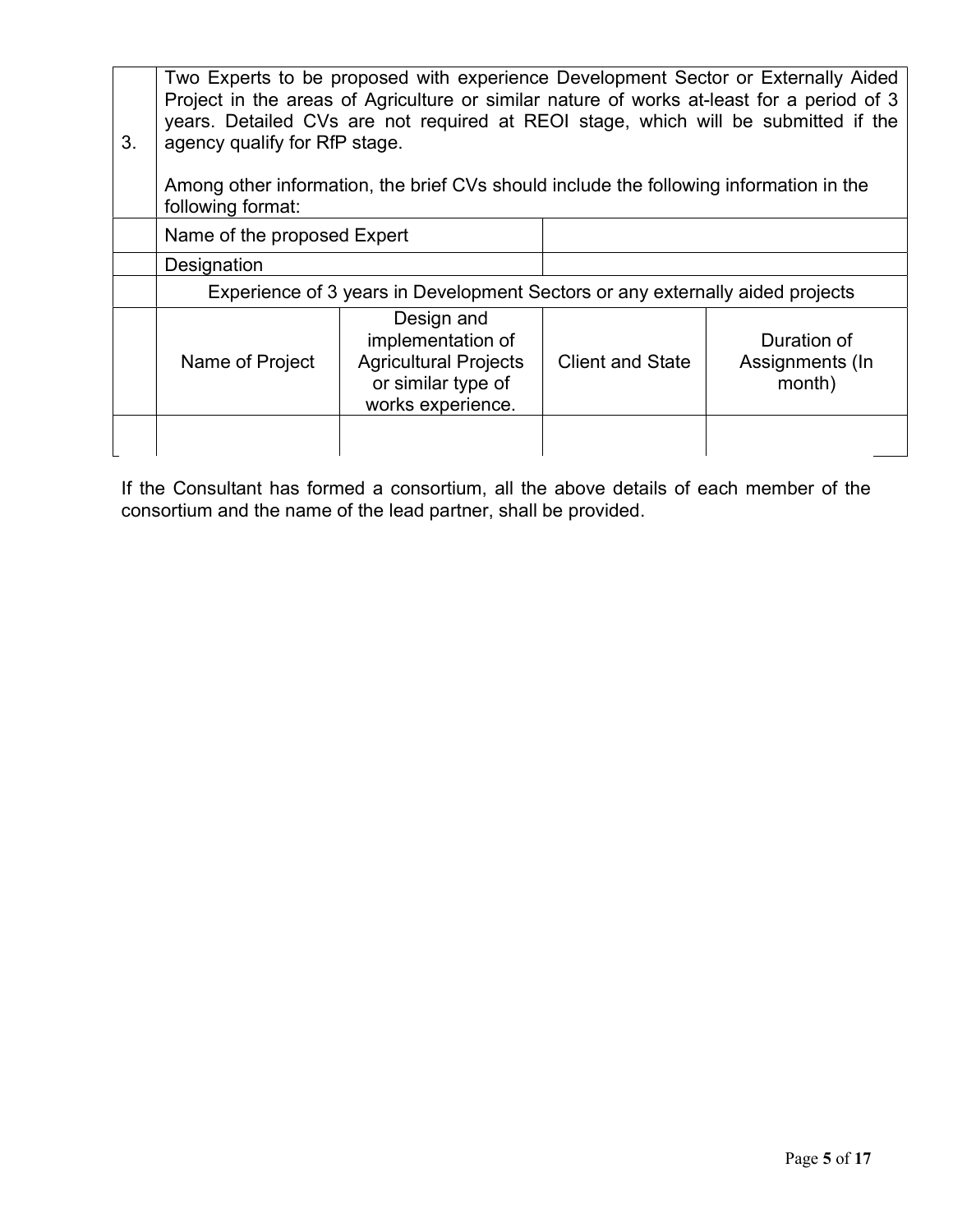| | | | | |
|---|---|---|---|---|
| 3. | Two Experts to be proposed with experience Development Sector or Externally Aided Project in the areas of Agriculture or similar nature of works at-least for a period of 3 years. Detailed CVs are not required at REOI stage, which will be submitted if the agency qualify for RfP stage.<br><br>Among other information, the brief CVs should include the following information in the following format: | | | |
| | Name of the proposed Expert | | | |
| | Designation | | | |
| | Experience of 3 years in Development Sectors or any externally aided projects | | | |
| | Name of Project | Design and implementation of Agricultural Projects or similar type of works experience. | Client and State | Duration of Assignments (In month) |
| | | | | |

If the Consultant has formed a consortium, all the above details of each member of the consortium and the name of the lead partner, shall be provided.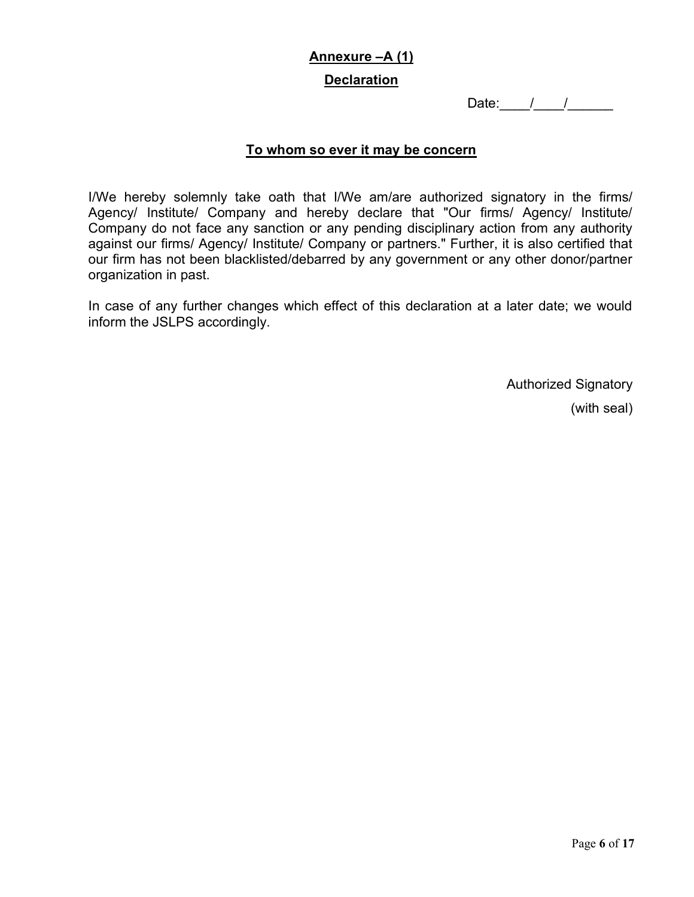## Annexure –A (1)

## Declaration

Date:____/____/______

**To whom so ever it may be concern**

I/We hereby solemnly take oath that I/We am/are authorized signatory in the firms/ Agency/ Institute/ Company and hereby declare that "Our firms/ Agency/ Institute/ Company do not face any sanction or any pending disciplinary action from any authority against our firms/ Agency/ Institute/ Company or partners." Further, it is also certified that our firm has not been blacklisted/debarred by any government or any other donor/partner organization in past.

In case of any further changes which effect of this declaration at a later date; we would inform the JSLPS accordingly.

Authorized Signatory

(with seal)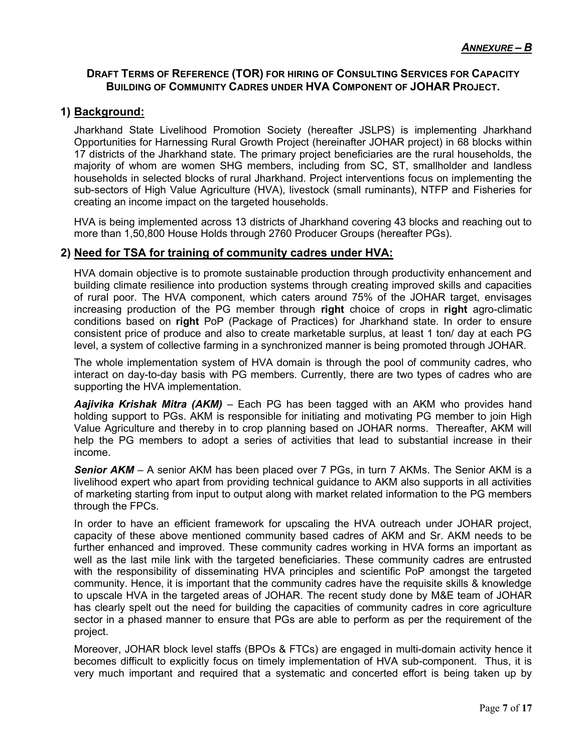***ANNEXURE – B***

**DRAFT TERMS OF REFERENCE (TOR) FOR HIRING OF CONSULTING SERVICES FOR CAPACITY BUILDING OF COMMUNITY CADRES UNDER HVA COMPONENT OF JOHAR PROJECT.**

## 1) Background:

Jharkhand State Livelihood Promotion Society (hereafter JSLPS) is implementing Jharkhand Opportunities for Harnessing Rural Growth Project (hereinafter JOHAR project) in 68 blocks within 17 districts of the Jharkhand state. The primary project beneficiaries are the rural households, the majority of whom are women SHG members, including from SC, ST, smallholder and landless households in selected blocks of rural Jharkhand. Project interventions focus on implementing the sub-sectors of High Value Agriculture (HVA), livestock (small ruminants), NTFP and Fisheries for creating an income impact on the targeted households.

HVA is being implemented across 13 districts of Jharkhand covering 43 blocks and reaching out to more than 1,50,800 House Holds through 2760 Producer Groups (hereafter PGs).

## 2) Need for TSA for training of community cadres under HVA:

HVA domain objective is to promote sustainable production through productivity enhancement and building climate resilience into production systems through creating improved skills and capacities of rural poor. The HVA component, which caters around 75% of the JOHAR target, envisages increasing production of the PG member through **right** choice of crops in **right** agro-climatic conditions based on **right** PoP (Package of Practices) for Jharkhand state. In order to ensure consistent price of produce and also to create marketable surplus, at least 1 ton/ day at each PG level, a system of collective farming in a synchronized manner is being promoted through JOHAR.

The whole implementation system of HVA domain is through the pool of community cadres, who interact on day-to-day basis with PG members. Currently, there are two types of cadres who are supporting the HVA implementation.

***Aajivika Krishak Mitra (AKM)*** – Each PG has been tagged with an AKM who provides hand holding support to PGs. AKM is responsible for initiating and motivating PG member to join High Value Agriculture and thereby in to crop planning based on JOHAR norms. Thereafter, AKM will help the PG members to adopt a series of activities that lead to substantial increase in their income.

***Senior AKM*** – A senior AKM has been placed over 7 PGs, in turn 7 AKMs. The Senior AKM is a livelihood expert who apart from providing technical guidance to AKM also supports in all activities of marketing starting from input to output along with market related information to the PG members through the FPCs.

In order to have an efficient framework for upscaling the HVA outreach under JOHAR project, capacity of these above mentioned community based cadres of AKM and Sr. AKM needs to be further enhanced and improved. These community cadres working in HVA forms an important as well as the last mile link with the targeted beneficiaries. These community cadres are entrusted with the responsibility of disseminating HVA principles and scientific PoP amongst the targeted community. Hence, it is important that the community cadres have the requisite skills & knowledge to upscale HVA in the targeted areas of JOHAR. The recent study done by M&E team of JOHAR has clearly spelt out the need for building the capacities of community cadres in core agriculture sector in a phased manner to ensure that PGs are able to perform as per the requirement of the project.

Moreover, JOHAR block level staffs (BPOs & FTCs) are engaged in multi-domain activity hence it becomes difficult to explicitly focus on timely implementation of HVA sub-component. Thus, it is very much important and required that a systematic and concerted effort is being taken up by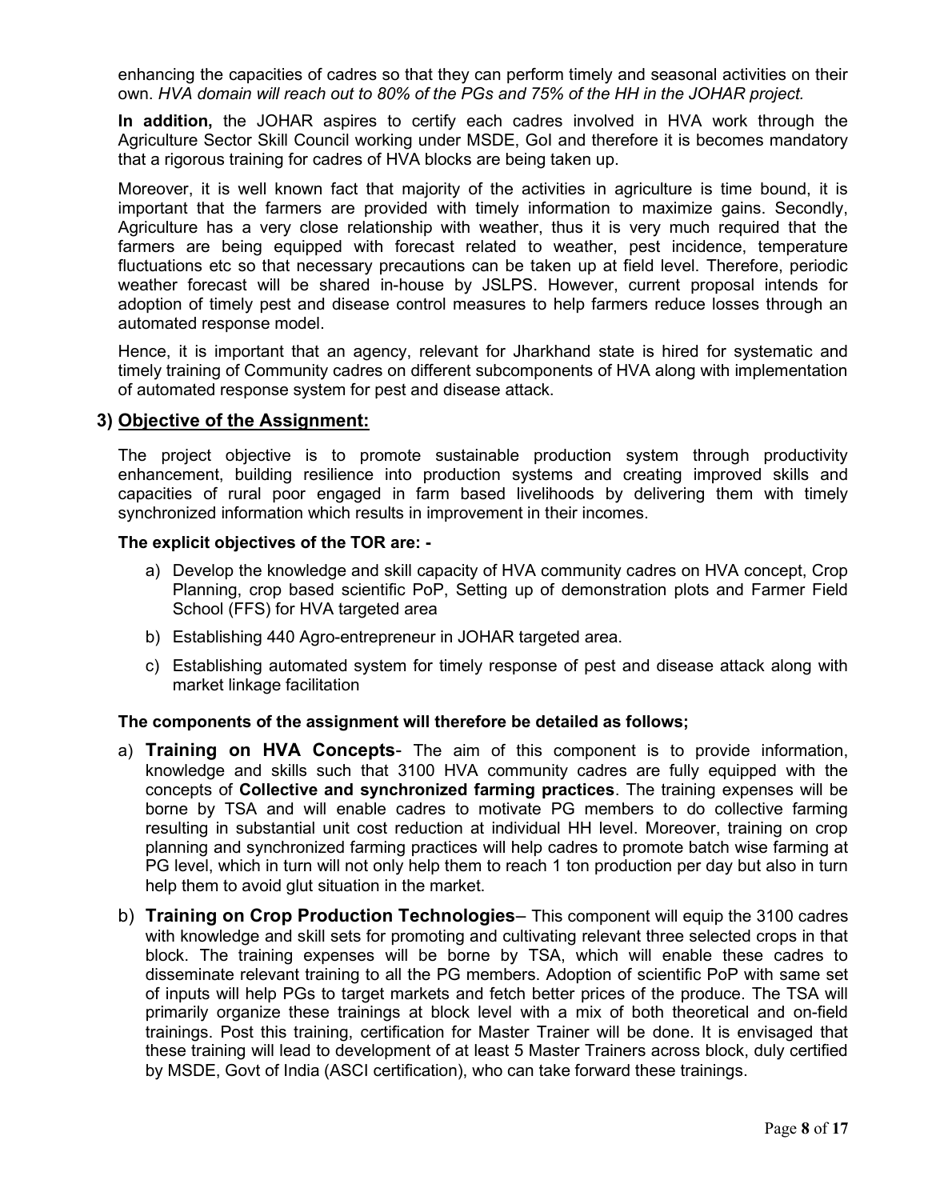enhancing the capacities of cadres so that they can perform timely and seasonal activities on their own. *HVA domain will reach out to 80% of the PGs and 75% of the HH in the JOHAR project.*

**In addition,** the JOHAR aspires to certify each cadres involved in HVA work through the Agriculture Sector Skill Council working under MSDE, GoI and therefore it is becomes mandatory that a rigorous training for cadres of HVA blocks are being taken up.

Moreover, it is well known fact that majority of the activities in agriculture is time bound, it is important that the farmers are provided with timely information to maximize gains. Secondly, Agriculture has a very close relationship with weather, thus it is very much required that the farmers are being equipped with forecast related to weather, pest incidence, temperature fluctuations etc so that necessary precautions can be taken up at field level. Therefore, periodic weather forecast will be shared in-house by JSLPS. However, current proposal intends for adoption of timely pest and disease control measures to help farmers reduce losses through an automated response model.

Hence, it is important that an agency, relevant for Jharkhand state is hired for systematic and timely training of Community cadres on different subcomponents of HVA along with implementation of automated response system for pest and disease attack.

## 3) Objective of the Assignment:

The project objective is to promote sustainable production system through productivity enhancement, building resilience into production systems and creating improved skills and capacities of rural poor engaged in farm based livelihoods by delivering them with timely synchronized information which results in improvement in their incomes.

**The explicit objectives of the TOR are: -**

a) Develop the knowledge and skill capacity of HVA community cadres on HVA concept, Crop Planning, crop based scientific PoP, Setting up of demonstration plots and Farmer Field School (FFS) for HVA targeted area
b) Establishing 440 Agro-entrepreneur in JOHAR targeted area.
c) Establishing automated system for timely response of pest and disease attack along with market linkage facilitation

**The components of the assignment will therefore be detailed as follows;**

a) **Training on HVA Concepts**- The aim of this component is to provide information, knowledge and skills such that 3100 HVA community cadres are fully equipped with the concepts of **Collective and synchronized farming practices**. The training expenses will be borne by TSA and will enable cadres to motivate PG members to do collective farming resulting in substantial unit cost reduction at individual HH level. Moreover, training on crop planning and synchronized farming practices will help cadres to promote batch wise farming at PG level, which in turn will not only help them to reach 1 ton production per day but also in turn help them to avoid glut situation in the market.

b) **Training on Crop Production Technologies**– This component will equip the 3100 cadres with knowledge and skill sets for promoting and cultivating relevant three selected crops in that block. The training expenses will be borne by TSA, which will enable these cadres to disseminate relevant training to all the PG members. Adoption of scientific PoP with same set of inputs will help PGs to target markets and fetch better prices of the produce. The TSA will primarily organize these trainings at block level with a mix of both theoretical and on-field trainings. Post this training, certification for Master Trainer will be done. It is envisaged that these training will lead to development of at least 5 Master Trainers across block, duly certified by MSDE, Govt of India (ASCI certification), who can take forward these trainings.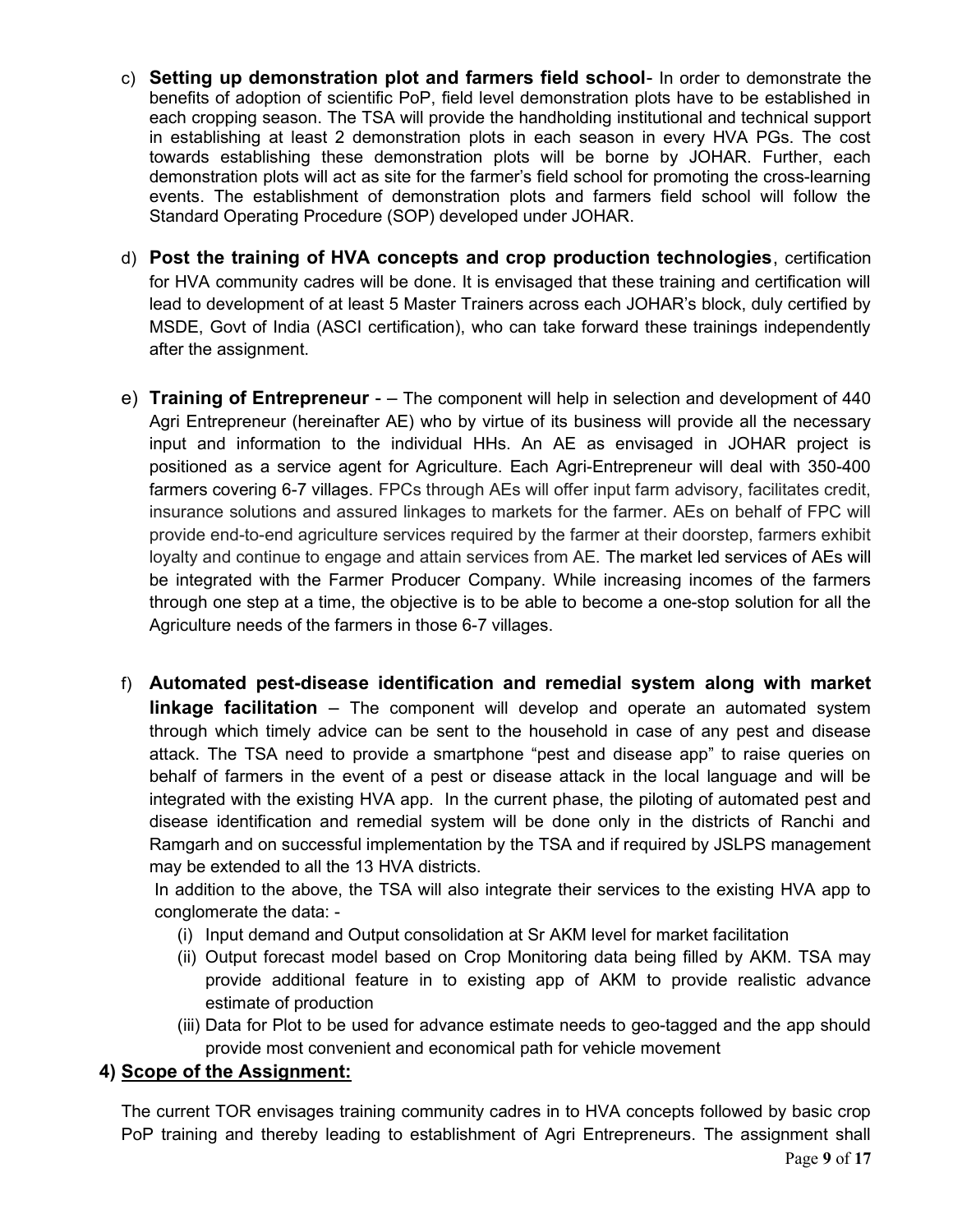c) **Setting up demonstration plot and farmers field school**- In order to demonstrate the benefits of adoption of scientific PoP, field level demonstration plots have to be established in each cropping season. The TSA will provide the handholding institutional and technical support in establishing at least 2 demonstration plots in each season in every HVA PGs. The cost towards establishing these demonstration plots will be borne by JOHAR. Further, each demonstration plots will act as site for the farmer's field school for promoting the cross-learning events. The establishment of demonstration plots and farmers field school will follow the Standard Operating Procedure (SOP) developed under JOHAR.

d) **Post the training of HVA concepts and crop production technologies**, certification for HVA community cadres will be done. It is envisaged that these training and certification will lead to development of at least 5 Master Trainers across each JOHAR's block, duly certified by MSDE, Govt of India (ASCI certification), who can take forward these trainings independently after the assignment.

e) **Training of Entrepreneur** - – The component will help in selection and development of 440 Agri Entrepreneur (hereinafter AE) who by virtue of its business will provide all the necessary input and information to the individual HHs. An AE as envisaged in JOHAR project is positioned as a service agent for Agriculture. Each Agri-Entrepreneur will deal with 350-400 farmers covering 6-7 villages. FPCs through AEs will offer input farm advisory, facilitates credit, insurance solutions and assured linkages to markets for the farmer. AEs on behalf of FPC will provide end-to-end agriculture services required by the farmer at their doorstep, farmers exhibit loyalty and continue to engage and attain services from AE. The market led services of AEs will be integrated with the Farmer Producer Company. While increasing incomes of the farmers through one step at a time, the objective is to be able to become a one-stop solution for all the Agriculture needs of the farmers in those 6-7 villages.

f) **Automated pest-disease identification and remedial system along with market linkage facilitation** – The component will develop and operate an automated system through which timely advice can be sent to the household in case of any pest and disease attack. The TSA need to provide a smartphone "pest and disease app" to raise queries on behalf of farmers in the event of a pest or disease attack in the local language and will be integrated with the existing HVA app. In the current phase, the piloting of automated pest and disease identification and remedial system will be done only in the districts of Ranchi and Ramgarh and on successful implementation by the TSA and if required by JSLPS management may be extended to all the 13 HVA districts.

In addition to the above, the TSA will also integrate their services to the existing HVA app to conglomerate the data: -

(i) Input demand and Output consolidation at Sr AKM level for market facilitation
(ii) Output forecast model based on Crop Monitoring data being filled by AKM. TSA may provide additional feature in to existing app of AKM to provide realistic advance estimate of production
(iii) Data for Plot to be used for advance estimate needs to geo-tagged and the app should provide most convenient and economical path for vehicle movement

## 4) Scope of the Assignment:

The current TOR envisages training community cadres in to HVA concepts followed by basic crop PoP training and thereby leading to establishment of Agri Entrepreneurs. The assignment shall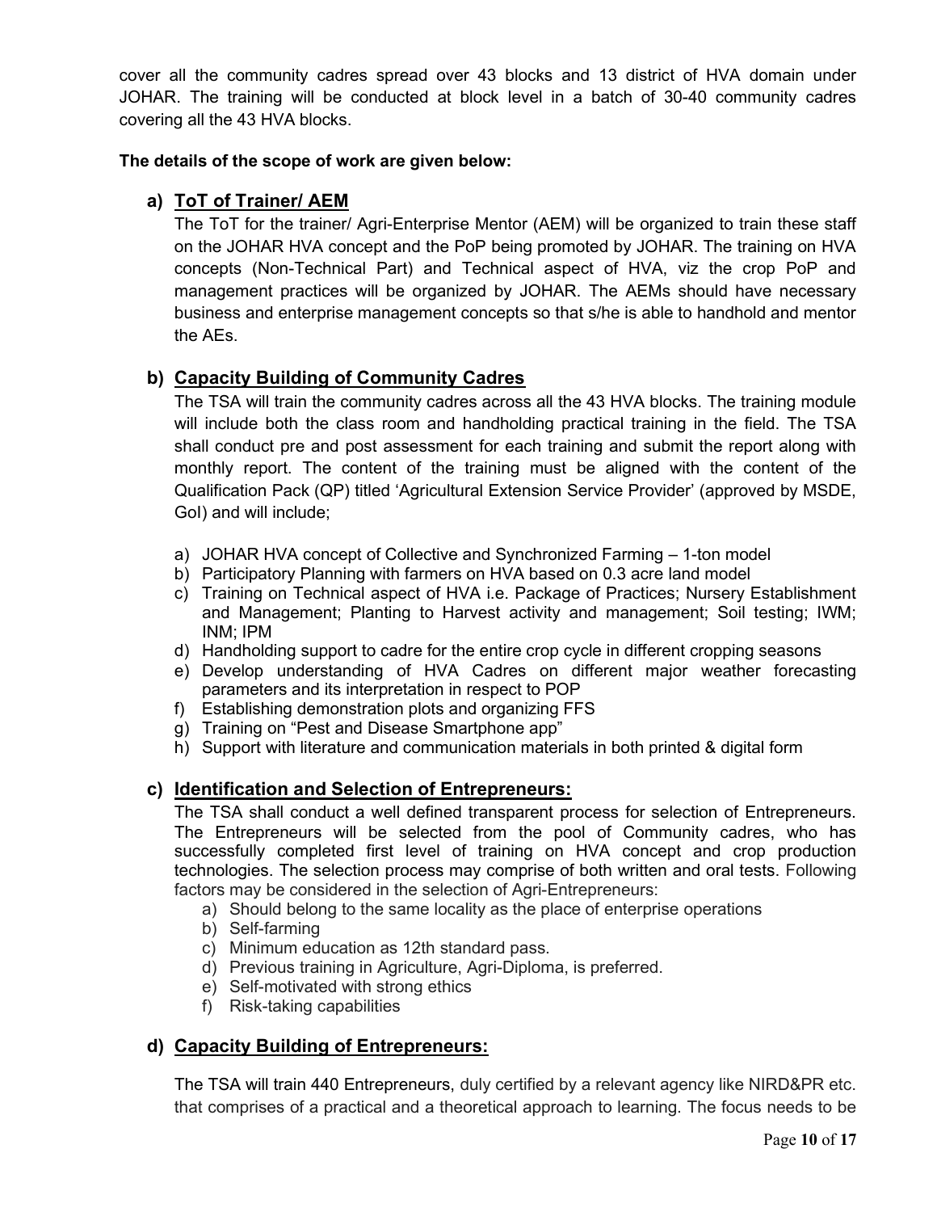cover all the community cadres spread over 43 blocks and 13 district of HVA domain under JOHAR. The training will be conducted at block level in a batch of 30-40 community cadres covering all the 43 HVA blocks.

**The details of the scope of work are given below:**

### a) <u>ToT of Trainer/ AEM</u>

The ToT for the trainer/ Agri-Enterprise Mentor (AEM) will be organized to train these staff on the JOHAR HVA concept and the PoP being promoted by JOHAR. The training on HVA concepts (Non-Technical Part) and Technical aspect of HVA, viz the crop PoP and management practices will be organized by JOHAR. The AEMs should have necessary business and enterprise management concepts so that s/he is able to handhold and mentor the AEs.

### b) <u>Capacity Building of Community Cadres</u>

The TSA will train the community cadres across all the 43 HVA blocks. The training module will include both the class room and handholding practical training in the field. The TSA shall conduct pre and post assessment for each training and submit the report along with monthly report. The content of the training must be aligned with the content of the Qualification Pack (QP) titled 'Agricultural Extension Service Provider' (approved by MSDE, GoI) and will include;

a) JOHAR HVA concept of Collective and Synchronized Farming – 1-ton model
b) Participatory Planning with farmers on HVA based on 0.3 acre land model
c) Training on Technical aspect of HVA i.e. Package of Practices; Nursery Establishment and Management; Planting to Harvest activity and management; Soil testing; IWM; INM; IPM
d) Handholding support to cadre for the entire crop cycle in different cropping seasons
e) Develop understanding of HVA Cadres on different major weather forecasting parameters and its interpretation in respect to POP
f) Establishing demonstration plots and organizing FFS
g) Training on "Pest and Disease Smartphone app"
h) Support with literature and communication materials in both printed & digital form

### c) <u>Identification and Selection of Entrepreneurs:</u>

The TSA shall conduct a well defined transparent process for selection of Entrepreneurs. The Entrepreneurs will be selected from the pool of Community cadres, who has successfully completed first level of training on HVA concept and crop production technologies. The selection process may comprise of both written and oral tests. Following factors may be considered in the selection of Agri-Entrepreneurs:

a) Should belong to the same locality as the place of enterprise operations
b) Self-farming
c) Minimum education as 12th standard pass.
d) Previous training in Agriculture, Agri-Diploma, is preferred.
e) Self-motivated with strong ethics
f) Risk-taking capabilities

### d) <u>Capacity Building of Entrepreneurs:</u>

The TSA will train 440 Entrepreneurs, duly certified by a relevant agency like NIRD&PR etc. that comprises of a practical and a theoretical approach to learning. The focus needs to be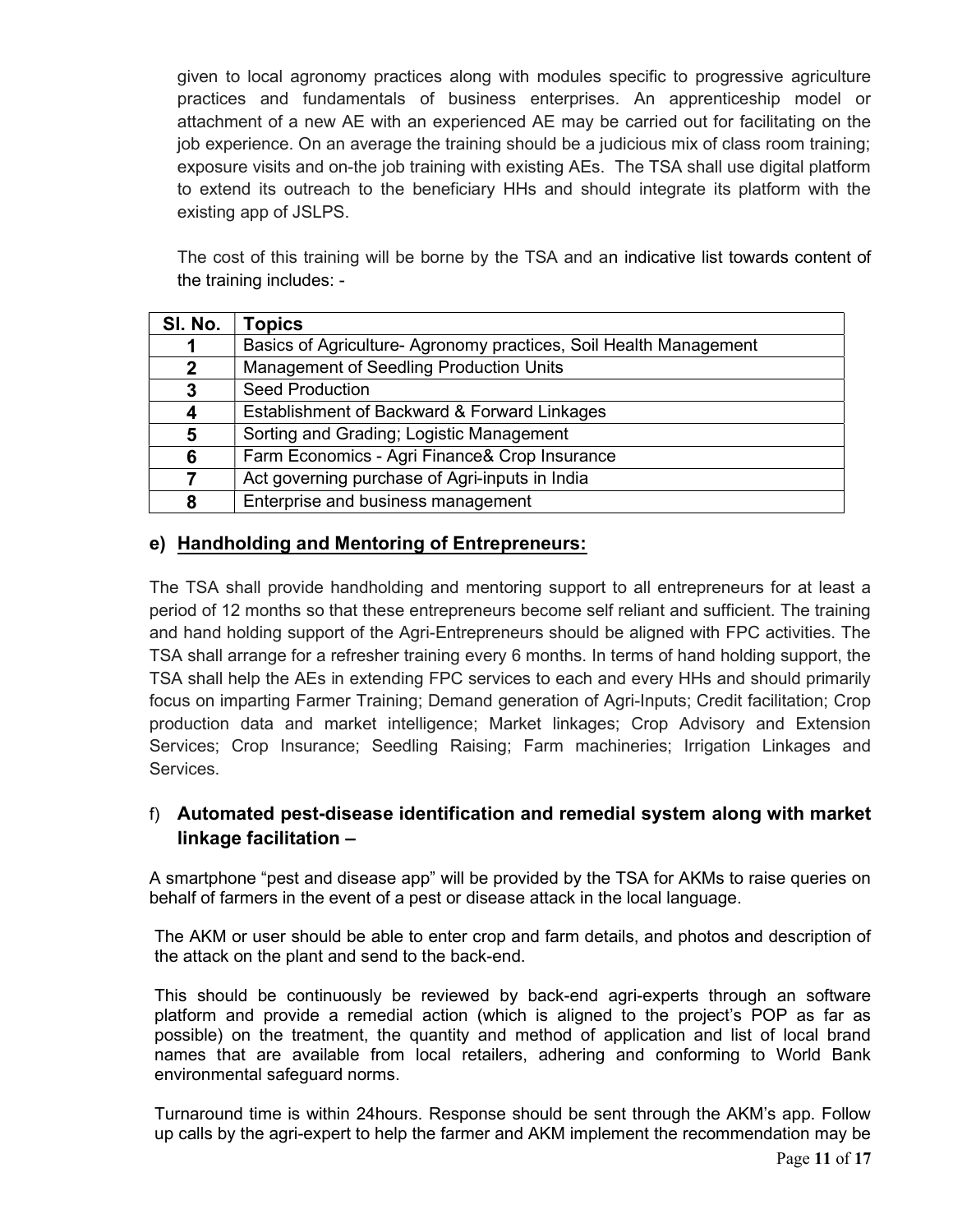given to local agronomy practices along with modules specific to progressive agriculture practices and fundamentals of business enterprises. An apprenticeship model or attachment of a new AE with an experienced AE may be carried out for facilitating on the job experience. On an average the training should be a judicious mix of class room training; exposure visits and on-the job training with existing AEs. The TSA shall use digital platform to extend its outreach to the beneficiary HHs and should integrate its platform with the existing app of JSLPS.

The cost of this training will be borne by the TSA and an indicative list towards content of the training includes: -

| Sl. No. | Topics |
|---|---|
| 1 | Basics of Agriculture- Agronomy practices, Soil Health Management |
| 2 | Management of Seedling Production Units |
| 3 | Seed Production |
| 4 | Establishment of Backward & Forward Linkages |
| 5 | Sorting and Grading; Logistic Management |
| 6 | Farm Economics - Agri Finance& Crop Insurance |
| 7 | Act governing purchase of Agri-inputs in India |
| 8 | Enterprise and business management |

### e) Handholding and Mentoring of Entrepreneurs:

The TSA shall provide handholding and mentoring support to all entrepreneurs for at least a period of 12 months so that these entrepreneurs become self reliant and sufficient. The training and hand holding support of the Agri-Entrepreneurs should be aligned with FPC activities. The TSA shall arrange for a refresher training every 6 months. In terms of hand holding support, the TSA shall help the AEs in extending FPC services to each and every HHs and should primarily focus on imparting Farmer Training; Demand generation of Agri-Inputs; Credit facilitation; Crop production data and market intelligence; Market linkages; Crop Advisory and Extension Services; Crop Insurance; Seedling Raising; Farm machineries; Irrigation Linkages and Services.

### f) Automated pest-disease identification and remedial system along with market linkage facilitation –

A smartphone "pest and disease app" will be provided by the TSA for AKMs to raise queries on behalf of farmers in the event of a pest or disease attack in the local language.

The AKM or user should be able to enter crop and farm details, and photos and description of the attack on the plant and send to the back-end.

This should be continuously be reviewed by back-end agri-experts through an software platform and provide a remedial action (which is aligned to the project's POP as far as possible) on the treatment, the quantity and method of application and list of local brand names that are available from local retailers, adhering and conforming to World Bank environmental safeguard norms.

Turnaround time is within 24hours. Response should be sent through the AKM's app. Follow up calls by the agri-expert to help the farmer and AKM implement the recommendation may be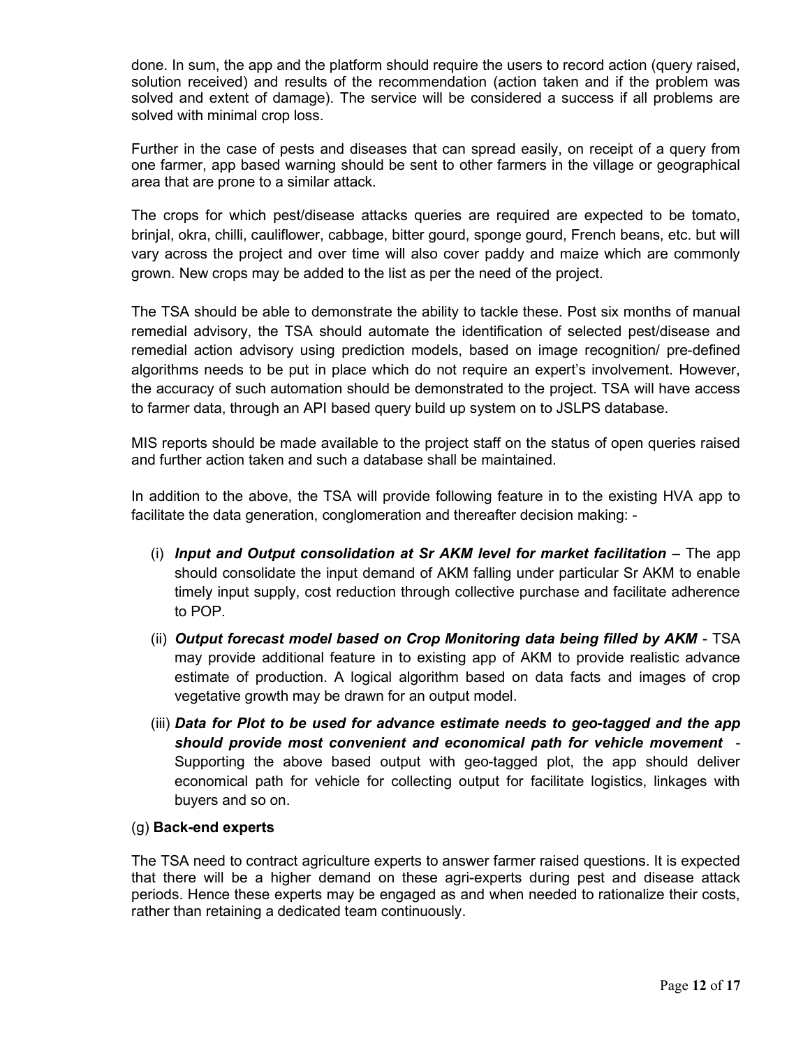done. In sum, the app and the platform should require the users to record action (query raised, solution received) and results of the recommendation (action taken and if the problem was solved and extent of damage). The service will be considered a success if all problems are solved with minimal crop loss.

Further in the case of pests and diseases that can spread easily, on receipt of a query from one farmer, app based warning should be sent to other farmers in the village or geographical area that are prone to a similar attack.

The crops for which pest/disease attacks queries are required are expected to be tomato, brinjal, okra, chilli, cauliflower, cabbage, bitter gourd, sponge gourd, French beans, etc. but will vary across the project and over time will also cover paddy and maize which are commonly grown. New crops may be added to the list as per the need of the project.

The TSA should be able to demonstrate the ability to tackle these. Post six months of manual remedial advisory, the TSA should automate the identification of selected pest/disease and remedial action advisory using prediction models, based on image recognition/ pre-defined algorithms needs to be put in place which do not require an expert's involvement. However, the accuracy of such automation should be demonstrated to the project. TSA will have access to farmer data, through an API based query build up system on to JSLPS database.

MIS reports should be made available to the project staff on the status of open queries raised and further action taken and such a database shall be maintained.

In addition to the above, the TSA will provide following feature in to the existing HVA app to facilitate the data generation, conglomeration and thereafter decision making: -

(i) ***Input and Output consolidation at Sr AKM level for market facilitation*** – The app should consolidate the input demand of AKM falling under particular Sr AKM to enable timely input supply, cost reduction through collective purchase and facilitate adherence to POP.

(ii) ***Output forecast model based on Crop Monitoring data being filled by AKM*** - TSA may provide additional feature in to existing app of AKM to provide realistic advance estimate of production. A logical algorithm based on data facts and images of crop vegetative growth may be drawn for an output model.

(iii) ***Data for Plot to be used for advance estimate needs to geo-tagged and the app should provide most convenient and economical path for vehicle movement*** - Supporting the above based output with geo-tagged plot, the app should deliver economical path for vehicle for collecting output for facilitate logistics, linkages with buyers and so on.

(g) **Back-end experts**

The TSA need to contract agriculture experts to answer farmer raised questions. It is expected that there will be a higher demand on these agri-experts during pest and disease attack periods. Hence these experts may be engaged as and when needed to rationalize their costs, rather than retaining a dedicated team continuously.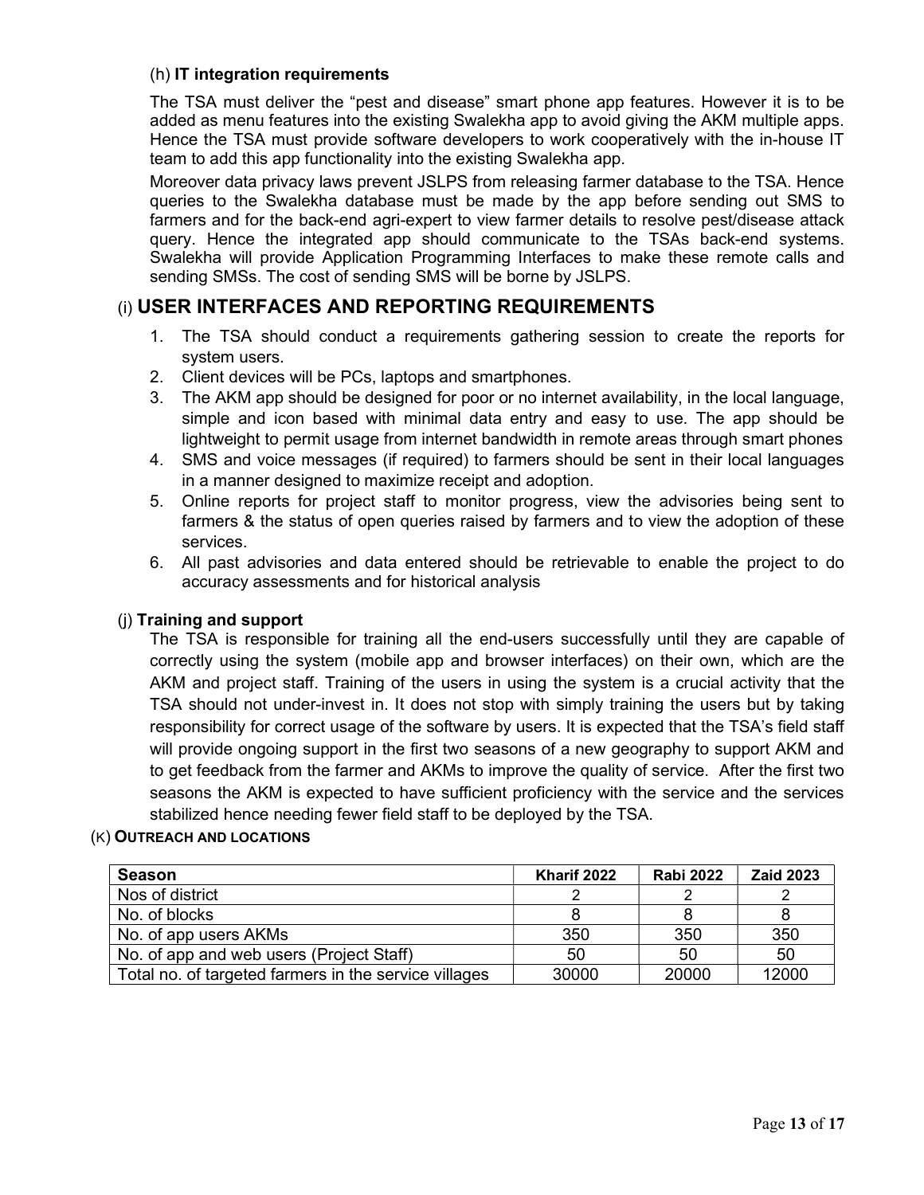### (h) **IT integration requirements**

The TSA must deliver the "pest and disease" smart phone app features. However it is to be added as menu features into the existing Swalekha app to avoid giving the AKM multiple apps. Hence the TSA must provide software developers to work cooperatively with the in-house IT team to add this app functionality into the existing Swalekha app.

Moreover data privacy laws prevent JSLPS from releasing farmer database to the TSA. Hence queries to the Swalekha database must be made by the app before sending out SMS to farmers and for the back-end agri-expert to view farmer details to resolve pest/disease attack query. Hence the integrated app should communicate to the TSAs back-end systems. Swalekha will provide Application Programming Interfaces to make these remote calls and sending SMSs. The cost of sending SMS will be borne by JSLPS.

## (i) **USER INTERFACES AND REPORTING REQUIREMENTS**

1. The TSA should conduct a requirements gathering session to create the reports for system users.
2. Client devices will be PCs, laptops and smartphones.
3. The AKM app should be designed for poor or no internet availability, in the local language, simple and icon based with minimal data entry and easy to use. The app should be lightweight to permit usage from internet bandwidth in remote areas through smart phones
4. SMS and voice messages (if required) to farmers should be sent in their local languages in a manner designed to maximize receipt and adoption.
5. Online reports for project staff to monitor progress, view the advisories being sent to farmers & the status of open queries raised by farmers and to view the adoption of these services.
6. All past advisories and data entered should be retrievable to enable the project to do accuracy assessments and for historical analysis

### (j) **Training and support**

The TSA is responsible for training all the end-users successfully until they are capable of correctly using the system (mobile app and browser interfaces) on their own, which are the AKM and project staff. Training of the users in using the system is a crucial activity that the TSA should not under-invest in. It does not stop with simply training the users but by taking responsibility for correct usage of the software by users. It is expected that the TSA's field staff will provide ongoing support in the first two seasons of a new geography to support AKM and to get feedback from the farmer and AKMs to improve the quality of service. After the first two seasons the AKM is expected to have sufficient proficiency with the service and the services stabilized hence needing fewer field staff to be deployed by the TSA.

### (K) **OUTREACH AND LOCATIONS**

| **Season** | **Kharif 2022** | **Rabi 2022** | **Zaid 2023** |
|---|---|---|---|
| Nos of district | 2 | 2 | 2 |
| No. of blocks | 8 | 8 | 8 |
| No. of app users AKMs | 350 | 350 | 350 |
| No. of app and web users (Project Staff) | 50 | 50 | 50 |
| Total no. of targeted farmers in the service villages | 30000 | 20000 | 12000 |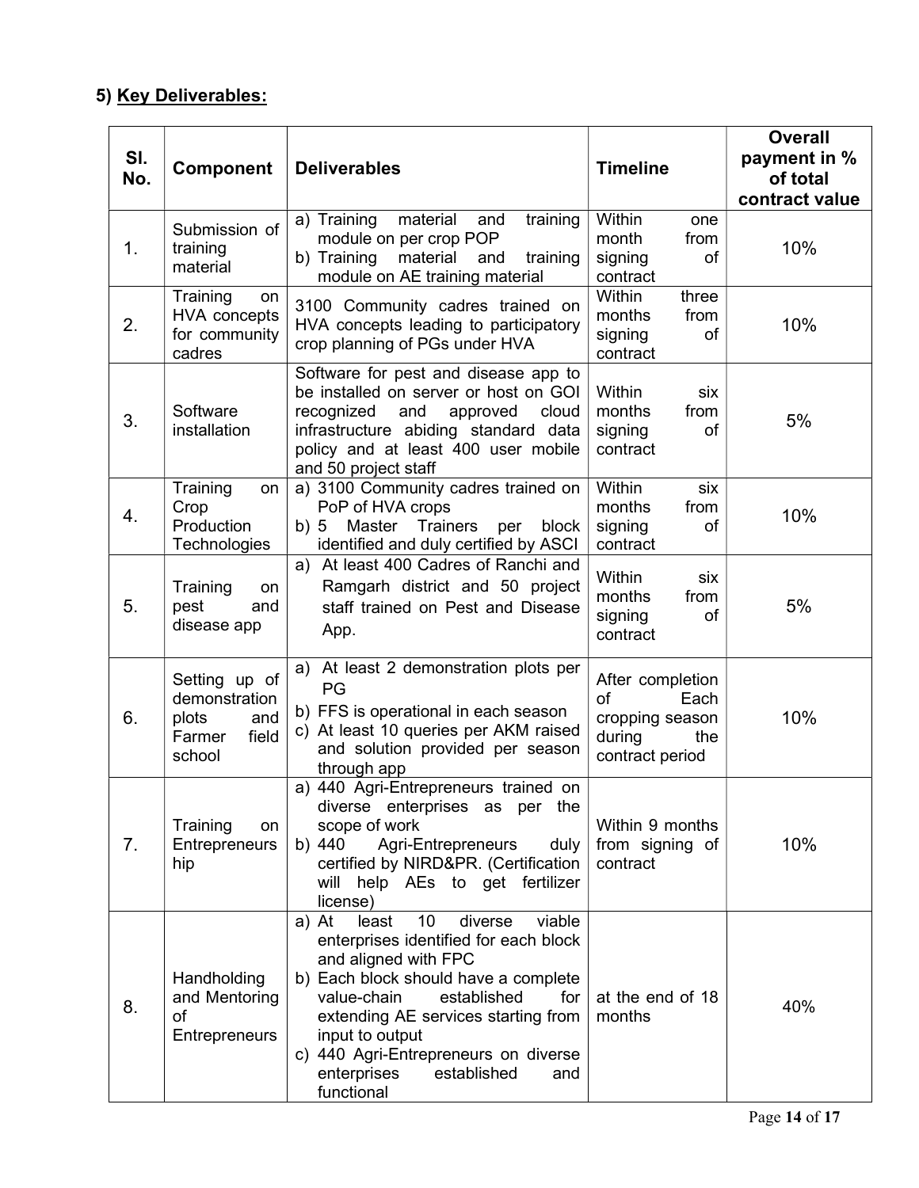## 5) **Key Deliverables:**

| Sl. No. | Component | Deliverables | Timeline | Overall payment in % of total contract value |
|---|---|---|---|---|
| 1. | Submission of training material | a) Training material and training module on per crop POP<br>b) Training material and training module on AE training material | Within one month from signing of contract | 10% |
| 2. | Training on HVA concepts for community cadres | 3100 Community cadres trained on HVA concepts leading to participatory crop planning of PGs under HVA | Within three months from signing of contract | 10% |
| 3. | Software installation | Software for pest and disease app to be installed on server or host on GOI recognized and approved cloud infrastructure abiding standard data policy and at least 400 user mobile and 50 project staff | Within six months from signing of contract | 5% |
| 4. | Training on Crop Production Technologies | a) 3100 Community cadres trained on PoP of HVA crops<br>b) 5 Master Trainers per block identified and duly certified by ASCI | Within six months from signing of contract | 10% |
| 5. | Training on pest and disease app | a) At least 400 Cadres of Ranchi and Ramgarh district and 50 project staff trained on Pest and Disease App. | Within six months from signing of contract | 5% |
| 6. | Setting up of demonstration plots and Farmer field school | a) At least 2 demonstration plots per PG<br>b) FFS is operational in each season<br>c) At least 10 queries per AKM raised and solution provided per season through app | After completion of Each cropping season during the contract period | 10% |
| 7. | Training on Entrepreneurs hip | a) 440 Agri-Entrepreneurs trained on diverse enterprises as per the scope of work<br>b) 440 Agri-Entrepreneurs duly certified by NIRD&PR. (Certification will help AEs to get fertilizer license) | Within 9 months from signing of contract | 10% |
| 8. | Handholding and Mentoring of Entrepreneurs | a) At least 10 diverse viable enterprises identified for each block and aligned with FPC<br>b) Each block should have a complete value-chain established for extending AE services starting from input to output<br>c) 440 Agri-Entrepreneurs on diverse enterprises established and functional | at the end of 18 months | 40% |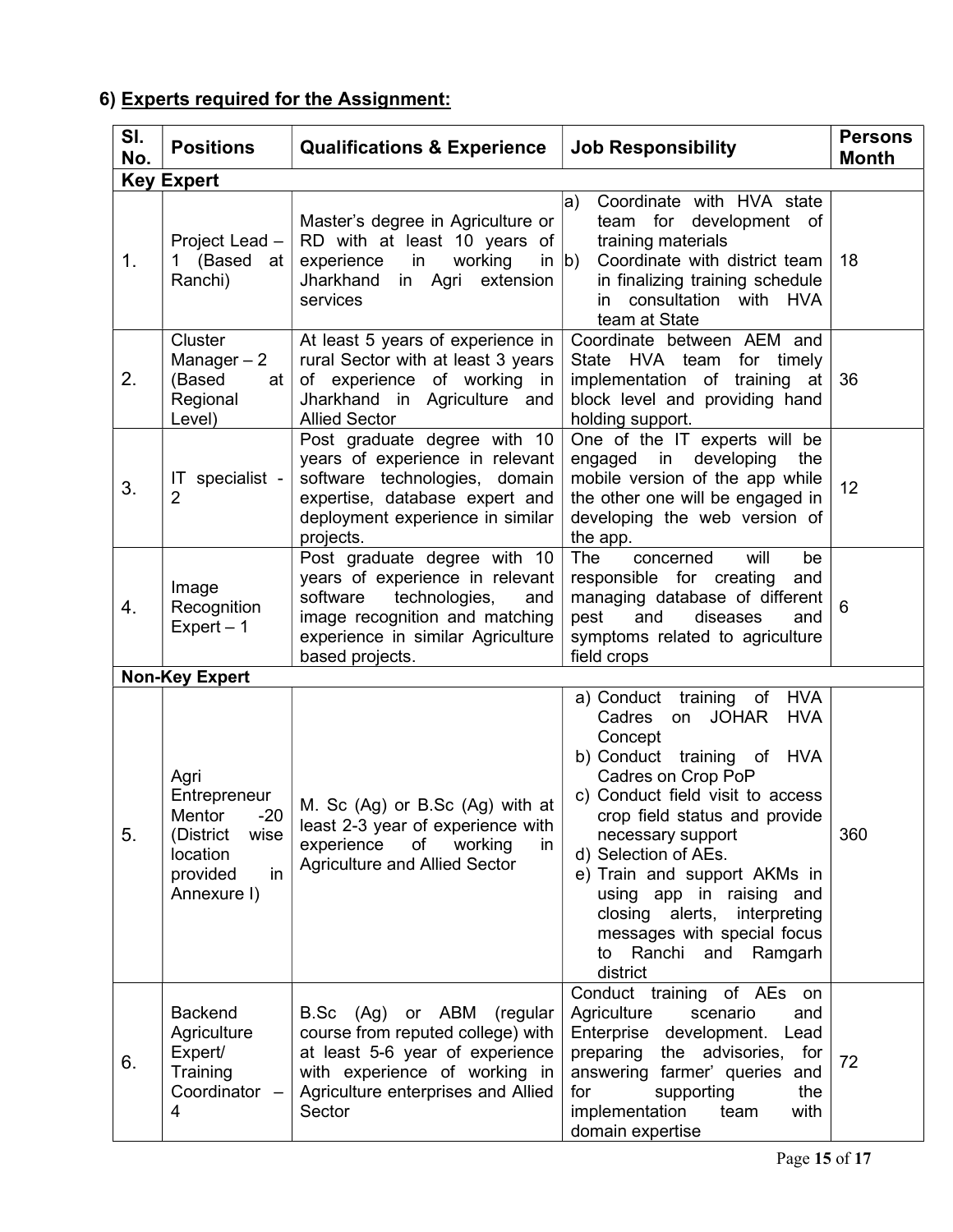## 6) Experts required for the Assignment:

| Sl. No. | Positions | Qualifications & Experience | Job Responsibility | Persons Month |
|---|---|---|---|---|
| **Key Expert** | | | | |
| 1. | Project Lead – 1 (Based at Ranchi) | Master's degree in Agriculture or RD with at least 10 years of experience in working in Jharkhand in Agri extension services | a) Coordinate with HVA state team for development of training materials<br>b) Coordinate with district team in finalizing training schedule in consultation with HVA team at State | 18 |
| 2. | Cluster Manager – 2 (Based at Regional Level) | At least 5 years of experience in rural Sector with at least 3 years of experience of working in Jharkhand in Agriculture and Allied Sector | Coordinate between AEM and State HVA team for timely implementation of training at block level and providing hand holding support. | 36 |
| 3. | IT specialist - 2 | Post graduate degree with 10 years of experience in relevant software technologies, domain expertise, database expert and deployment experience in similar projects. | One of the IT experts will be engaged in developing the mobile version of the app while the other one will be engaged in developing the web version of the app. | 12 |
| 4. | Image Recognition Expert – 1 | Post graduate degree with 10 years of experience in relevant software technologies, and image recognition and matching experience in similar Agriculture based projects. | The concerned will be responsible for creating and managing database of different pest and diseases and symptoms related to agriculture field crops | 6 |
| **Non-Key Expert** | | | | |
| 5. | Agri Entrepreneur Mentor -20 (District wise location provided in Annexure I) | M. Sc (Ag) or B.Sc (Ag) with at least 2-3 year of experience with experience of working in Agriculture and Allied Sector | a) Conduct training of HVA Cadres on JOHAR HVA Concept<br>b) Conduct training of HVA Cadres on Crop PoP<br>c) Conduct field visit to access crop field status and provide necessary support<br>d) Selection of AEs.<br>e) Train and support AKMs in using app in raising and closing alerts, interpreting messages with special focus to Ranchi and Ramgarh district | 360 |
| 6. | Backend Agriculture Expert/ Training Coordinator – 4 | B.Sc (Ag) or ABM (regular course from reputed college) with at least 5-6 year of experience with experience of working in Agriculture enterprises and Allied Sector | Conduct training of AEs on Agriculture scenario and Enterprise development. Lead preparing the advisories, for answering farmer' queries and for supporting the implementation team with domain expertise | 72 |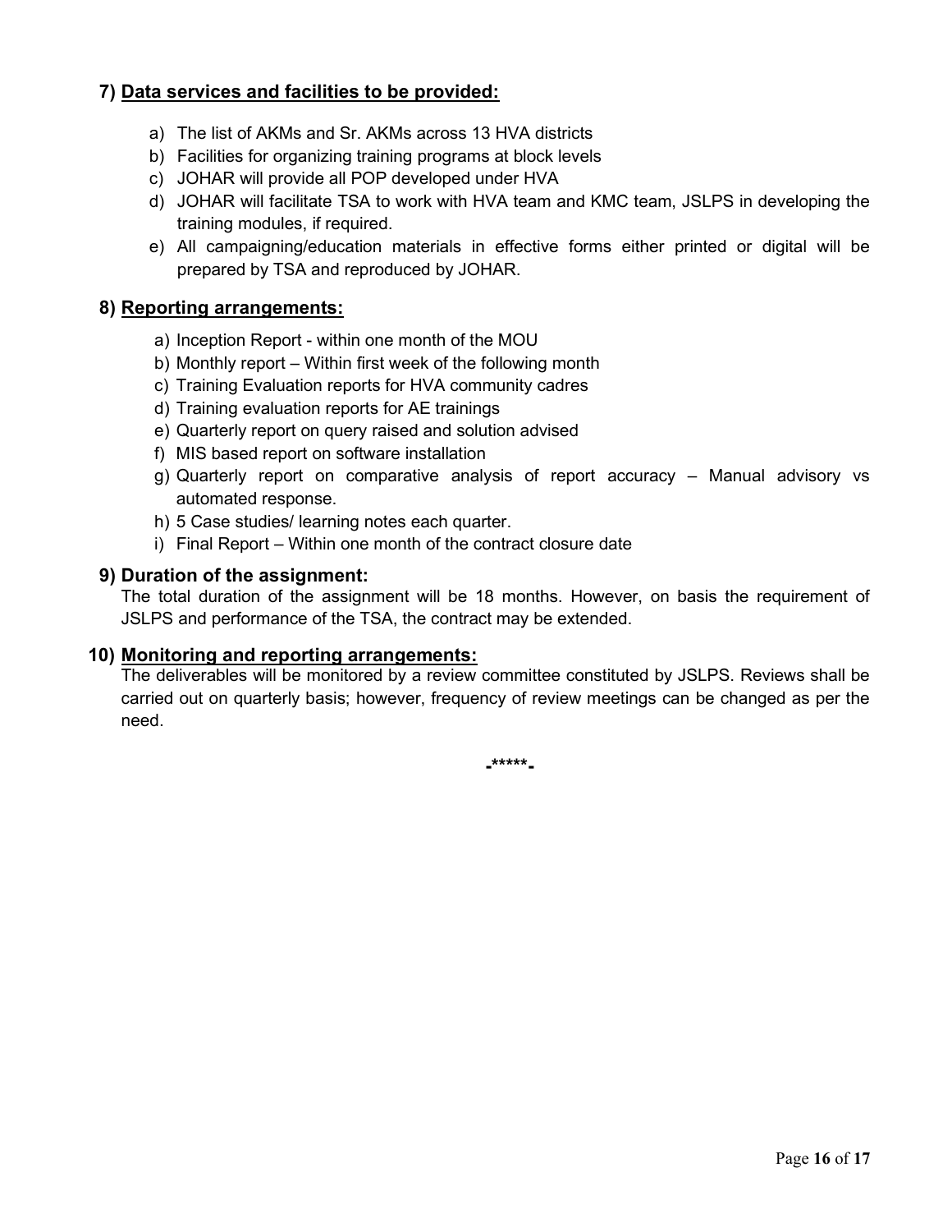## 7) Data services and facilities to be provided:

a) The list of AKMs and Sr. AKMs across 13 HVA districts
b) Facilities for organizing training programs at block levels
c) JOHAR will provide all POP developed under HVA
d) JOHAR will facilitate TSA to work with HVA team and KMC team, JSLPS in developing the training modules, if required.
e) All campaigning/education materials in effective forms either printed or digital will be prepared by TSA and reproduced by JOHAR.

## 8) Reporting arrangements:

a) Inception Report - within one month of the MOU
b) Monthly report – Within first week of the following month
c) Training Evaluation reports for HVA community cadres
d) Training evaluation reports for AE trainings
e) Quarterly report on query raised and solution advised
f) MIS based report on software installation
g) Quarterly report on comparative analysis of report accuracy – Manual advisory vs automated response.
h) 5 Case studies/ learning notes each quarter.
i) Final Report – Within one month of the contract closure date

## 9) Duration of the assignment:

The total duration of the assignment will be 18 months. However, on basis the requirement of JSLPS and performance of the TSA, the contract may be extended.

## 10) Monitoring and reporting arrangements:

The deliverables will be monitored by a review committee constituted by JSLPS. Reviews shall be carried out on quarterly basis; however, frequency of review meetings can be changed as per the need.

-*****-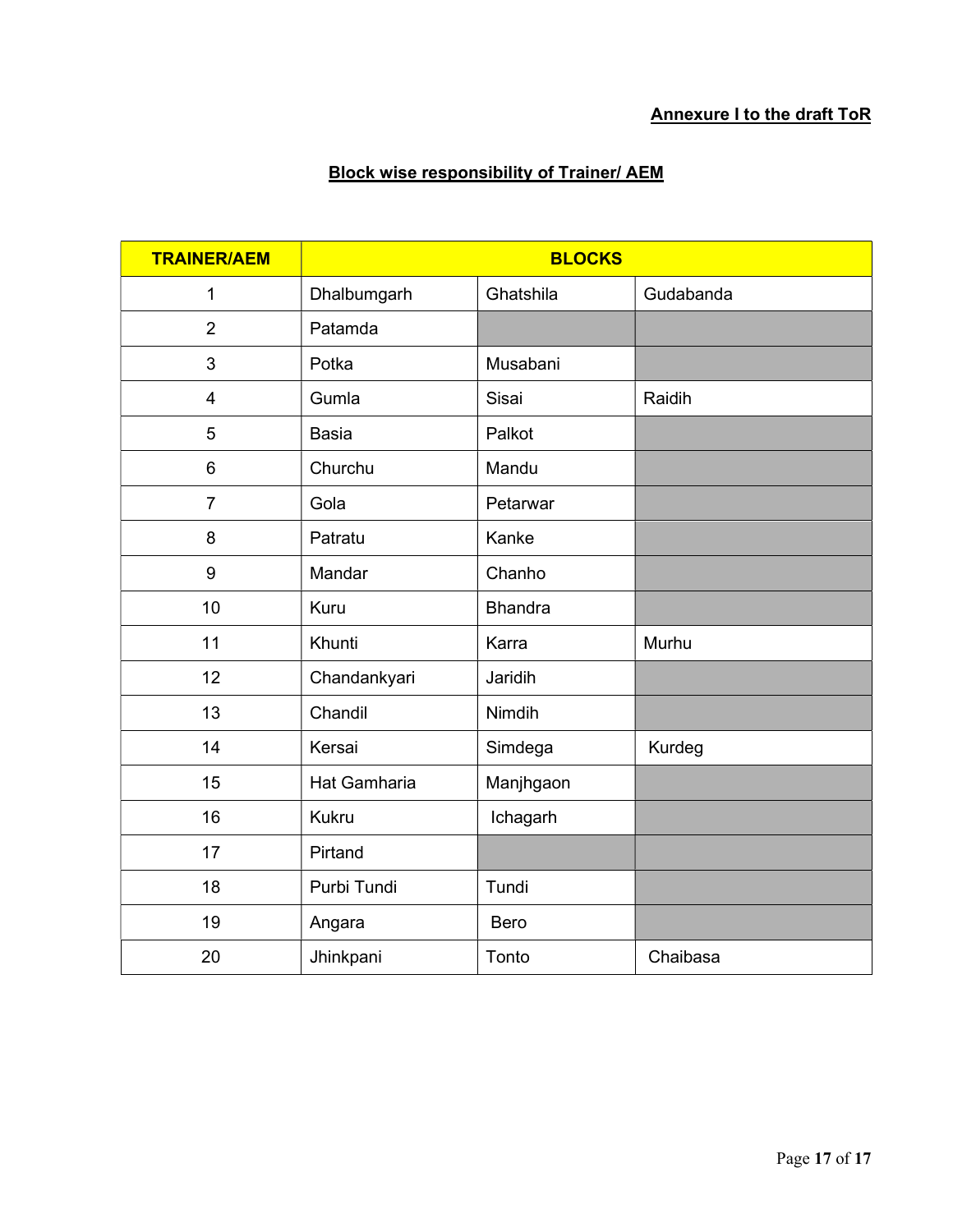**Annexure I to the draft ToR**

## Block wise responsibility of Trainer/ AEM

| TRAINER/AEM | BLOCKS | | |
|---|---|---|---|
| 1 | Dhalbumgarh | Ghatshila | Gudabanda |
| 2 | Patamda | | |
| 3 | Potka | Musabani | |
| 4 | Gumla | Sisai | Raidih |
| 5 | Basia | Palkot | |
| 6 | Churchu | Mandu | |
| 7 | Gola | Petarwar | |
| 8 | Patratu | Kanke | |
| 9 | Mandar | Chanho | |
| 10 | Kuru | Bhandra | |
| 11 | Khunti | Karra | Murhu |
| 12 | Chandankyari | Jaridih | |
| 13 | Chandil | Nimdih | |
| 14 | Kersai | Simdega | Kurdeg |
| 15 | Hat Gamharia | Manjhgaon | |
| 16 | Kukru | Ichagarh | |
| 17 | Pirtand | | |
| 18 | Purbi Tundi | Tundi | |
| 19 | Angara | Bero | |
| 20 | Jhinkpani | Tonto | Chaibasa |